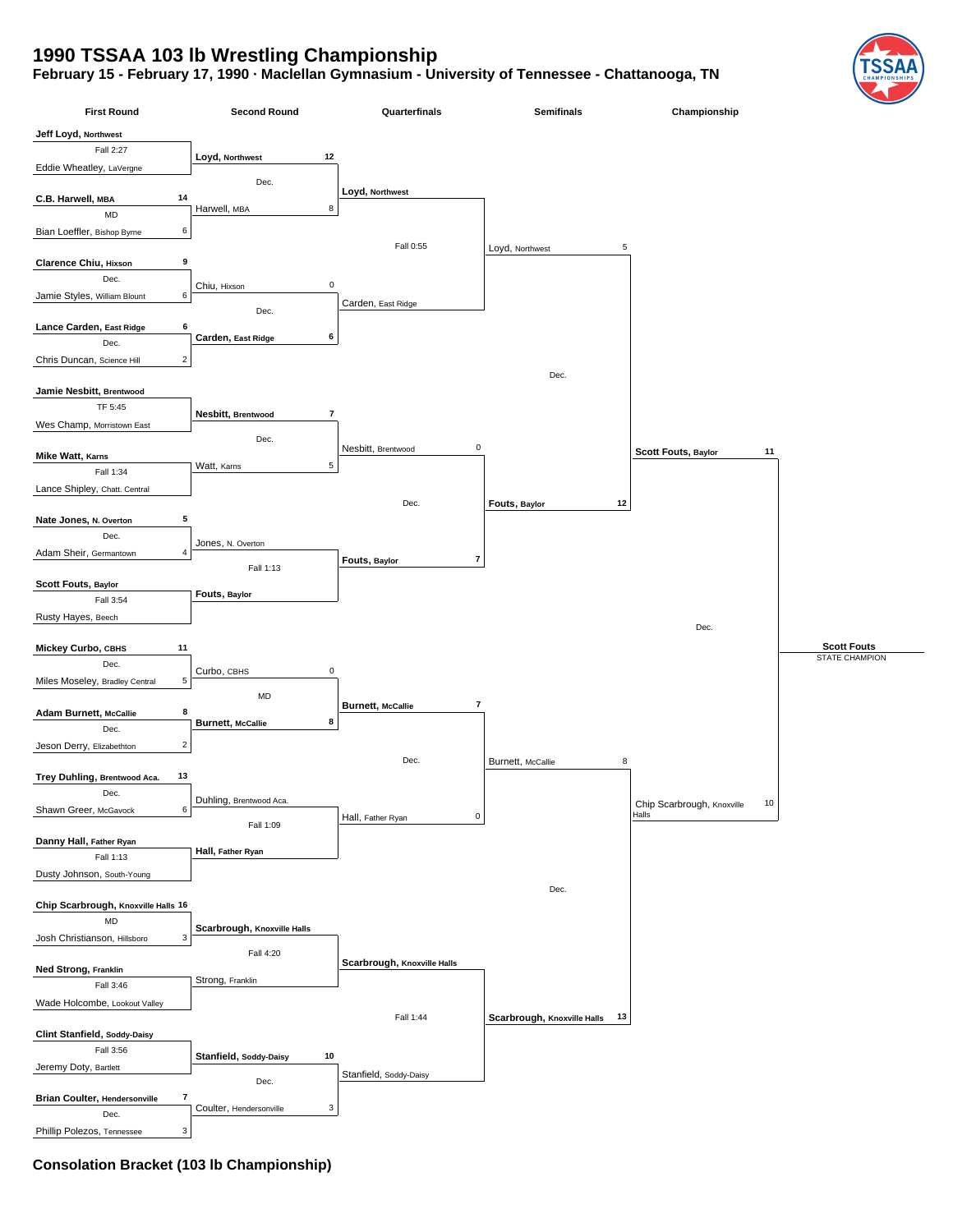# 1990 TSSAA 103 lb Wrestling Championship

**February 15 - February 17, 1990 · Maclellan Gymnasium - University of Tennessee - Chattanooga, TN**

## First Round

| Winner | Score | Result | Opponent | Score |
| --- | --- | --- | --- | --- |
| **Jeff Loyd**, Northwest | | Fall 2:27 | Eddie Wheatley, LaVergne | |
| **C.B. Harwell**, MBA | 14 | MD | Bian Loeffler, Bishop Byrne | 6 |
| **Clarence Chiu**, Hixson | 9 | Dec. | Jamie Styles, William Blount | 6 |
| **Lance Carden**, East Ridge | 6 | Dec. | Chris Duncan, Science Hill | 2 |
| **Jamie Nesbitt**, Brentwood | | TF 5:45 | Wes Champ, Morristown East | |
| **Mike Watt**, Karns | | Fall 1:34 | Lance Shipley, Chatt. Central | |
| **Nate Jones**, N. Overton | 5 | Dec. | Adam Sheir, Germantown | 4 |
| **Scott Fouts**, Baylor | | Fall 3:54 | Rusty Hayes, Beech | |
| **Mickey Curbo**, CBHS | 11 | Dec. | Miles Moseley, Bradley Central | 5 |
| **Adam Burnett**, McCallie | 8 | Dec. | Jeson Derry, Elizabethton | 2 |
| **Trey Duhling**, Brentwood Aca. | 13 | Dec. | Shawn Greer, McGavock | 6 |
| **Danny Hall**, Father Ryan | | Fall 1:13 | Dusty Johnson, South-Young | |
| **Chip Scarbrough**, Knoxville Halls | 16 | MD | Josh Christianson, Hillsboro | 3 |
| **Ned Strong**, Franklin | | Fall 3:46 | Wade Holcombe, Lookout Valley | |
| **Clint Stanfield**, Soddy-Daisy | | Fall 3:56 | Jeremy Doty, Bartlett | |
| **Brian Coulter**, Hendersonville | 7 | Dec. | Phillip Polezos, Tennessee | 3 |

## Second Round

| Winner | Score | Result | Opponent | Score |
| --- | --- | --- | --- | --- |
| **Loyd**, Northwest | 12 | Dec. | Harwell, MBA | 8 |
| **Carden**, East Ridge | 6 | Dec. | Chiu, Hixson | 0 |
| **Nesbitt**, Brentwood | 7 | Dec. | Watt, Karns | 5 |
| **Fouts**, Baylor | | Fall 1:13 | Jones, N. Overton | |
| **Burnett**, McCallie | 8 | MD | Curbo, CBHS | 0 |
| **Hall**, Father Ryan | | Fall 1:09 | Duhling, Brentwood Aca. | |
| **Scarbrough**, Knoxville Halls | | Fall 4:20 | Strong, Franklin | |
| **Stanfield**, Soddy-Daisy | 10 | Dec. | Coulter, Hendersonville | 3 |

## Quarterfinals

| Winner | Score | Result | Opponent | Score |
| --- | --- | --- | --- | --- |
| **Loyd**, Northwest | | Fall 0:55 | Carden, East Ridge | |
| **Fouts**, Baylor | 7 | Dec. | Nesbitt, Brentwood | 0 |
| **Burnett**, McCallie | 7 | Dec. | Hall, Father Ryan | 0 |
| **Scarbrough**, Knoxville Halls | | Fall 1:44 | Stanfield, Soddy-Daisy | |

## Semifinals

| Winner | Score | Result | Opponent | Score |
| --- | --- | --- | --- | --- |
| **Fouts**, Baylor | 12 | Dec. | Loyd, Northwest | 5 |
| **Scarbrough**, Knoxville Halls | 13 | Dec. | Burnett, McCallie | 8 |

## Championship

| Winner | Score | Result | Opponent | Score |
| --- | --- | --- | --- | --- |
| **Scott Fouts**, Baylor | 11 | Dec. | Chip Scarbrough, Knoxville Halls | 10 |

**Scott Fouts**
STATE CHAMPION

## Consolation Bracket (103 lb Championship)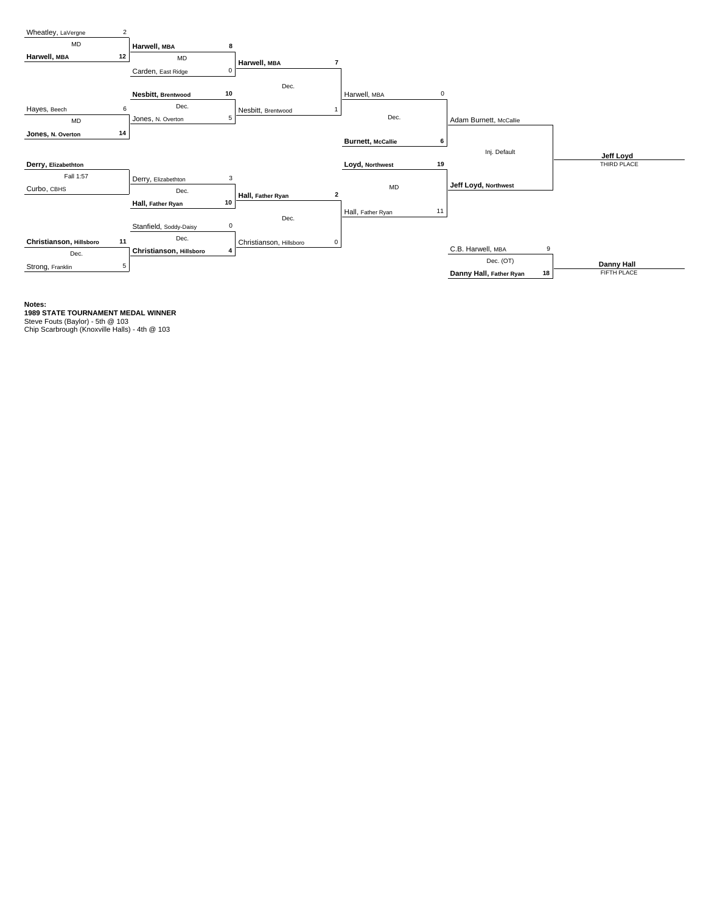Wheatley, LaVergne 2
MD
**Harwell, MBA 12**

**Harwell, MBA 8**
MD
Carden, East Ridge 0

**Harwell, MBA 7**
Dec.
Nesbitt, Brentwood 1

**Nesbitt, Brentwood 10**
Dec.
Jones, N. Overton 5

Hayes, Beech 6
MD
**Jones, N. Overton 14**

Harwell, MBA 0
Dec.
**Burnett, McCallie 6**

Adam Burnett, McCallie
Inj. Default
**Jeff Loyd, Northwest**

**Jeff Loyd**
THIRD PLACE

**Derry, Elizabethton**
Fall 1:57
Curbo, CBHS

Derry, Elizabethton 3
Dec.
**Hall, Father Ryan 10**

**Hall, Father Ryan 2**
Dec.
Christianson, Hillsboro 0

Stanfield, Soddy-Daisy 0
Dec.
**Christianson, Hillsboro 4**

**Christianson, Hillsboro 11**
Dec.
Strong, Franklin 5

**Loyd, Northwest 19**
MD
Hall, Father Ryan 11

C.B. Harwell, MBA 9
Dec. (OT)
**Danny Hall, Father Ryan 18**

**Danny Hall**
FIFTH PLACE

**Notes:**
**1989 STATE TOURNAMENT MEDAL WINNER**
Steve Fouts (Baylor) - 5th @ 103
Chip Scarbrough (Knoxville Halls) - 4th @ 103